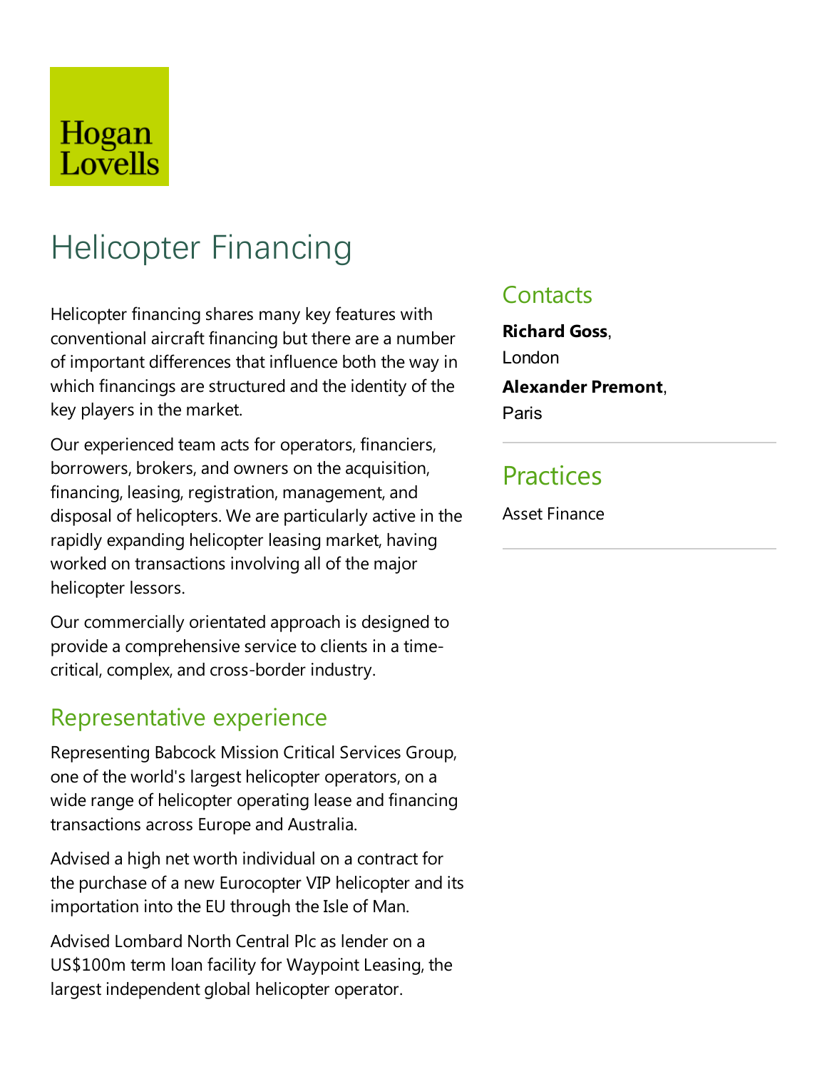Hogan Lovells

# Helicopter Financing

Helicopter financing shares many key features with conventional aircraft financing but there are a number of important differences that influence both the way in which financings are structured and the identity of the key players in the market.

Our experienced team acts for operators, financiers, borrowers, brokers, and owners on the acquisition, financing, leasing, registration, management, and disposal of helicopters. We are particularly active in the rapidly expanding helicopter leasing market, having worked on transactions involving all of the major helicopter lessors.

Our commercially orientated approach is designed to provide a comprehensive service to clients in a time-critical, complex, and cross-border industry.

## Representative experience

Representing Babcock Mission Critical Services Group, one of the world's largest helicopter operators, on a wide range of helicopter operating lease and financing transactions across Europe and Australia.

Advised a high net worth individual on a contract for the purchase of a new Eurocopter VIP helicopter and its importation into the EU through the Isle of Man.

Advised Lombard North Central Plc as lender on a US$100m term loan facility for Waypoint Leasing, the largest independent global helicopter operator.

## Contacts

**Richard Goss**, London

**Alexander Premont**, Paris

## Practices

Asset Finance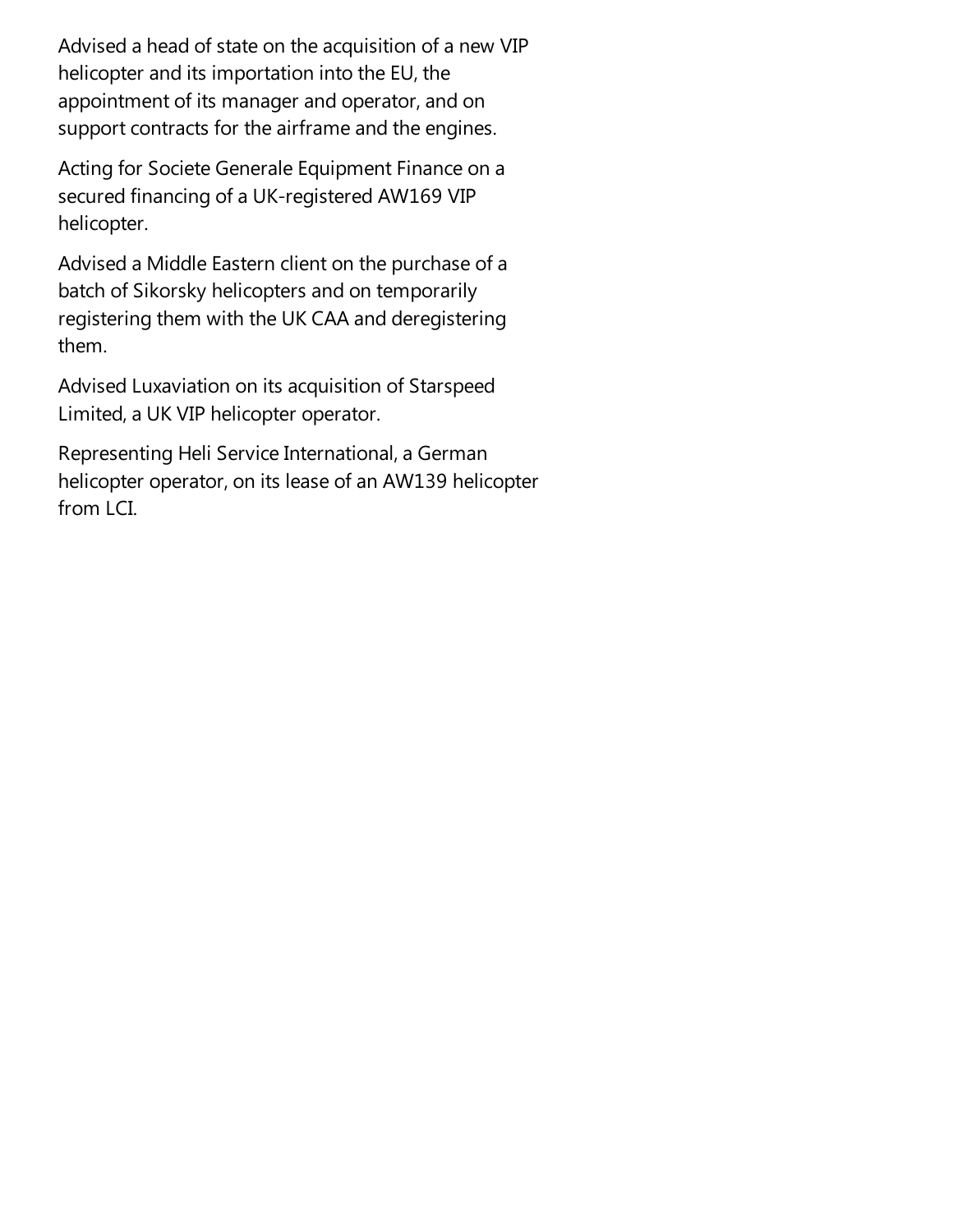Advised a head of state on the acquisition of a new VIP helicopter and its importation into the EU, the appointment of its manager and operator, and on support contracts for the airframe and the engines.

Acting for Societe Generale Equipment Finance on a secured financing of a UK-registered AW169 VIP helicopter.

Advised a Middle Eastern client on the purchase of a batch of Sikorsky helicopters and on temporarily registering them with the UK CAA and deregistering them.

Advised Luxaviation on its acquisition of Starspeed Limited, a UK VIP helicopter operator.

Representing Heli Service International, a German helicopter operator, on its lease of an AW139 helicopter from LCI.